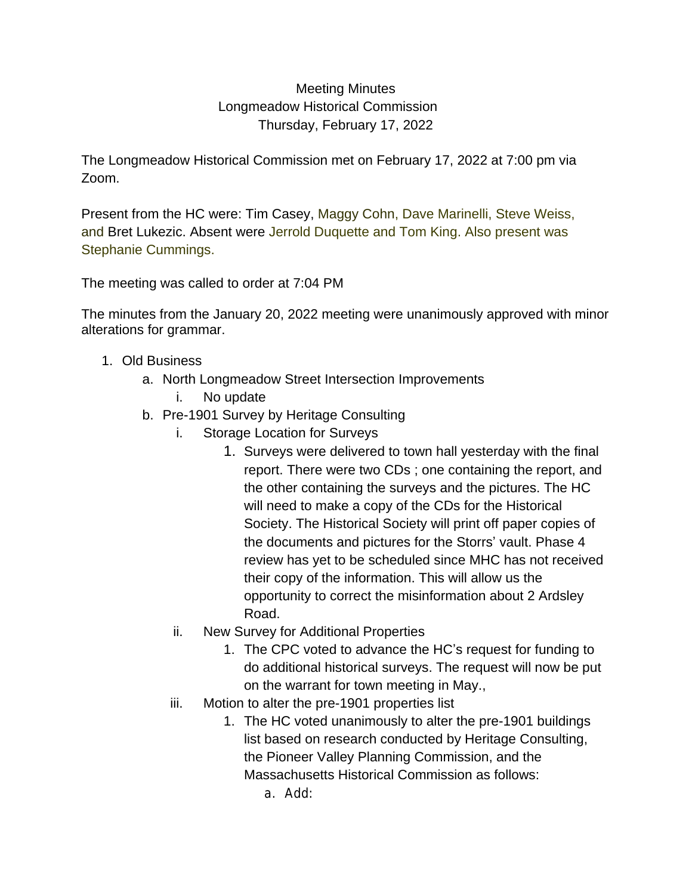Meeting Minutes
Longmeadow Historical Commission
Thursday, February 17, 2022

The Longmeadow Historical Commission met on February 17, 2022 at 7:00 pm via Zoom.

Present from the HC were: Tim Casey, Maggy Cohn, Dave Marinelli, Steve Weiss, and Bret Lukezic. Absent were Jerrold Duquette and Tom King. Also present was Stephanie Cummings.

The meeting was called to order at 7:04 PM

The minutes from the January 20, 2022 meeting were unanimously approved with minor alterations for grammar.

1. Old Business
   a. North Longmeadow Street Intersection Improvements
      i. No update
   b. Pre-1901 Survey by Heritage Consulting
      i. Storage Location for Surveys
         1. Surveys were delivered to town hall yesterday with the final report. There were two CDs ; one containing the report, and the other containing the surveys and the pictures. The HC will need to make a copy of the CDs for the Historical Society. The Historical Society will print off paper copies of the documents and pictures for the Storrs' vault. Phase 4 review has yet to be scheduled since MHC has not received their copy of the information. This will allow us the opportunity to correct the misinformation about 2 Ardsley Road.
      ii. New Survey for Additional Properties
         1. The CPC voted to advance the HC's request for funding to do additional historical surveys. The request will now be put on the warrant for town meeting in May.,
      iii. Motion to alter the pre-1901 properties list
         1. The HC voted unanimously to alter the pre-1901 buildings list based on research conducted by Heritage Consulting, the Pioneer Valley Planning Commission, and the Massachusetts Historical Commission as follows:
            a. Add: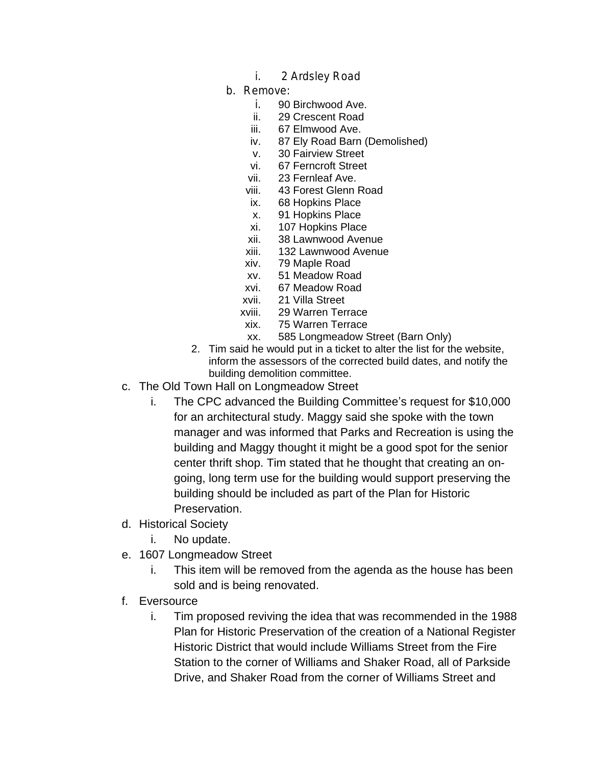i. 2 Ardsley Road

b. Remove:

i. 90 Birchwood Ave.
ii. 29 Crescent Road
iii. 67 Elmwood Ave.
iv. 87 Ely Road Barn (Demolished)
v. 30 Fairview Street
vi. 67 Ferncroft Street
vii. 23 Fernleaf Ave.
viii. 43 Forest Glenn Road
ix. 68 Hopkins Place
x. 91 Hopkins Place
xi. 107 Hopkins Place
xii. 38 Lawnwood Avenue
xiii. 132 Lawnwood Avenue
xiv. 79 Maple Road
xv. 51 Meadow Road
xvi. 67 Meadow Road
xvii. 21 Villa Street
xviii. 29 Warren Terrace
xix. 75 Warren Terrace
xx. 585 Longmeadow Street (Barn Only)

2. Tim said he would put in a ticket to alter the list for the website, inform the assessors of the corrected build dates, and notify the building demolition committee.

c. The Old Town Hall on Longmeadow Street

i. The CPC advanced the Building Committee's request for $10,000 for an architectural study. Maggy said she spoke with the town manager and was informed that Parks and Recreation is using the building and Maggy thought it might be a good spot for the senior center thrift shop. Tim stated that he thought that creating an on-going, long term use for the building would support preserving the building should be included as part of the Plan for Historic Preservation.

d. Historical Society

i. No update.

e. 1607 Longmeadow Street

i. This item will be removed from the agenda as the house has been sold and is being renovated.

f. Eversource

i. Tim proposed reviving the idea that was recommended in the 1988 Plan for Historic Preservation of the creation of a National Register Historic District that would include Williams Street from the Fire Station to the corner of Williams and Shaker Road, all of Parkside Drive, and Shaker Road from the corner of Williams Street and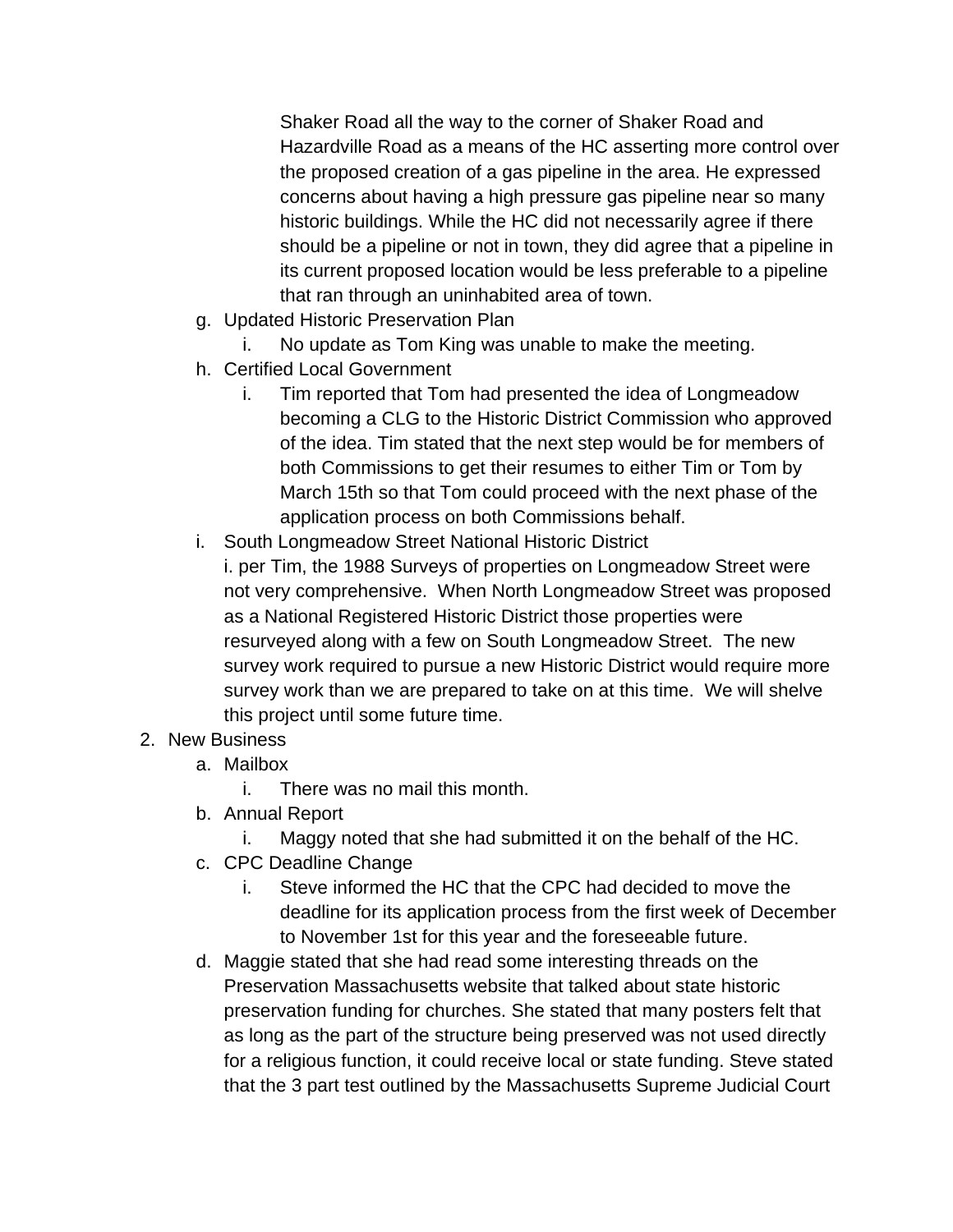Shaker Road all the way to the corner of Shaker Road and Hazardville Road as a means of the HC asserting more control over the proposed creation of a gas pipeline in the area. He expressed concerns about having a high pressure gas pipeline near so many historic buildings. While the HC did not necessarily agree if there should be a pipeline or not in town, they did agree that a pipeline in its current proposed location would be less preferable to a pipeline that ran through an uninhabited area of town.

   g. Updated Historic Preservation Plan
      i. No update as Tom King was unable to make the meeting.
   h. Certified Local Government
      i. Tim reported that Tom had presented the idea of Longmeadow becoming a CLG to the Historic District Commission who approved of the idea. Tim stated that the next step would be for members of both Commissions to get their resumes to either Tim or Tom by March 15th so that Tom could proceed with the next phase of the application process on both Commissions behalf.
   i. South Longmeadow Street National Historic District
      i. per Tim, the 1988 Surveys of properties on Longmeadow Street were not very comprehensive. When North Longmeadow Street was proposed as a National Registered Historic District those properties were resurveyed along with a few on South Longmeadow Street. The new survey work required to pursue a new Historic District would require more survey work than we are prepared to take on at this time. We will shelve this project until some future time.

2. New Business
   a. Mailbox
      i. There was no mail this month.
   b. Annual Report
      i. Maggy noted that she had submitted it on the behalf of the HC.
   c. CPC Deadline Change
      i. Steve informed the HC that the CPC had decided to move the deadline for its application process from the first week of December to November 1st for this year and the foreseeable future.
   d. Maggie stated that she had read some interesting threads on the Preservation Massachusetts website that talked about state historic preservation funding for churches. She stated that many posters felt that as long as the part of the structure being preserved was not used directly for a religious function, it could receive local or state funding. Steve stated that the 3 part test outlined by the Massachusetts Supreme Judicial Court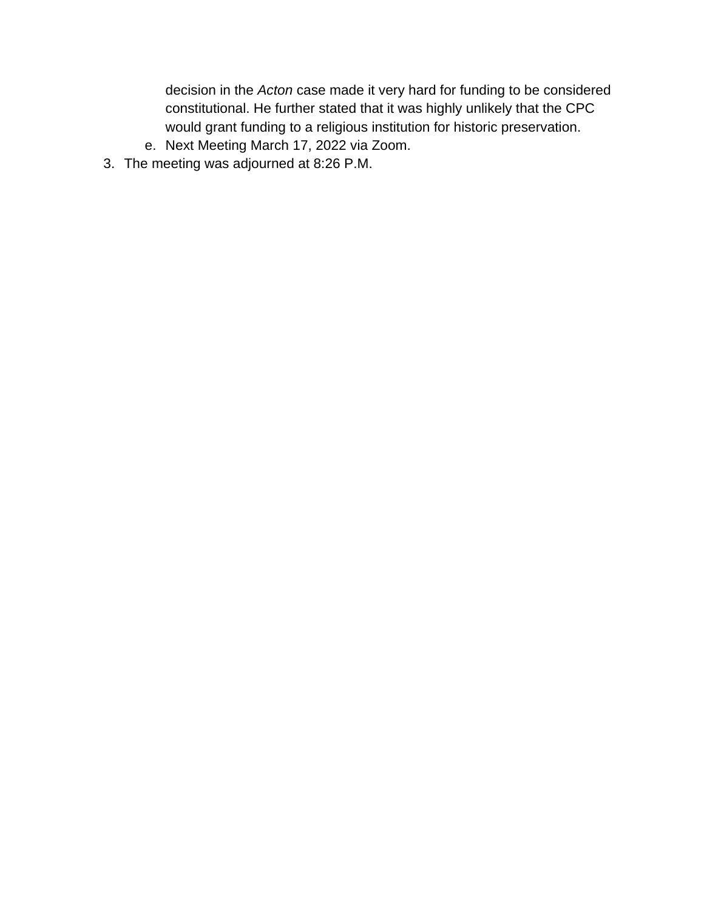decision in the *Acton* case made it very hard for funding to be considered constitutional. He further stated that it was highly unlikely that the CPC would grant funding to a religious institution for historic preservation.

   e. Next Meeting March 17, 2022 via Zoom.

3. The meeting was adjourned at 8:26 P.M.